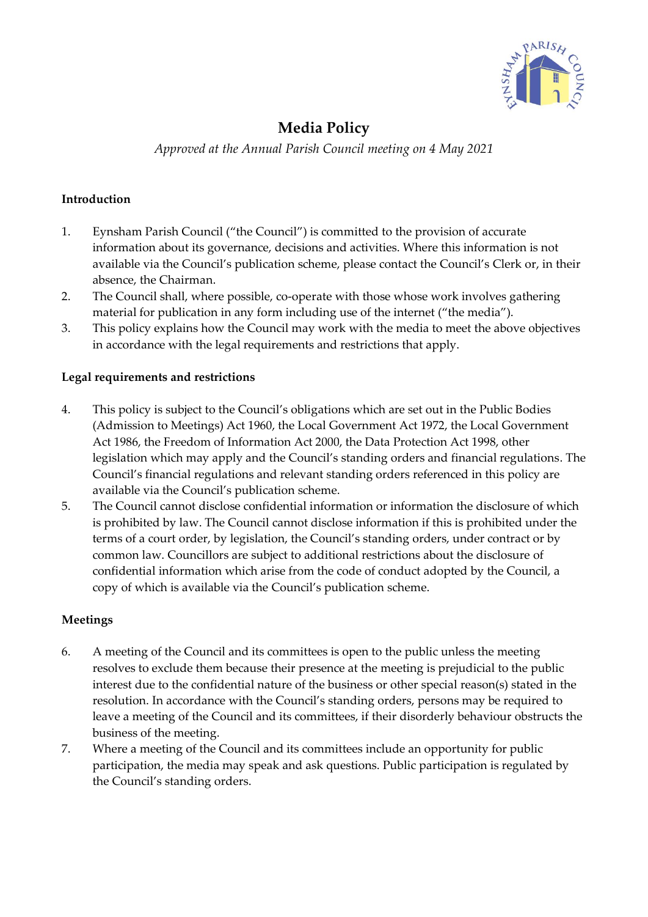# Media Policy

*Approved at the Annual Parish Council meeting on 4 May 2021*

**Introduction**

1. Eynsham Parish Council ("the Council") is committed to the provision of accurate information about its governance, decisions and activities. Where this information is not available via the Council's publication scheme, please contact the Council's Clerk or, in their absence, the Chairman.
2. The Council shall, where possible, co-operate with those whose work involves gathering material for publication in any form including use of the internet ("the media").
3. This policy explains how the Council may work with the media to meet the above objectives in accordance with the legal requirements and restrictions that apply.

**Legal requirements and restrictions**

4. This policy is subject to the Council's obligations which are set out in the Public Bodies (Admission to Meetings) Act 1960, the Local Government Act 1972, the Local Government Act 1986, the Freedom of Information Act 2000, the Data Protection Act 1998, other legislation which may apply and the Council's standing orders and financial regulations. The Council's financial regulations and relevant standing orders referenced in this policy are available via the Council's publication scheme.
5. The Council cannot disclose confidential information or information the disclosure of which is prohibited by law. The Council cannot disclose information if this is prohibited under the terms of a court order, by legislation, the Council's standing orders, under contract or by common law. Councillors are subject to additional restrictions about the disclosure of confidential information which arise from the code of conduct adopted by the Council, a copy of which is available via the Council's publication scheme.

**Meetings**

6. A meeting of the Council and its committees is open to the public unless the meeting resolves to exclude them because their presence at the meeting is prejudicial to the public interest due to the confidential nature of the business or other special reason(s) stated in the resolution. In accordance with the Council's standing orders, persons may be required to leave a meeting of the Council and its committees, if their disorderly behaviour obstructs the business of the meeting.
7. Where a meeting of the Council and its committees include an opportunity for public participation, the media may speak and ask questions. Public participation is regulated by the Council's standing orders.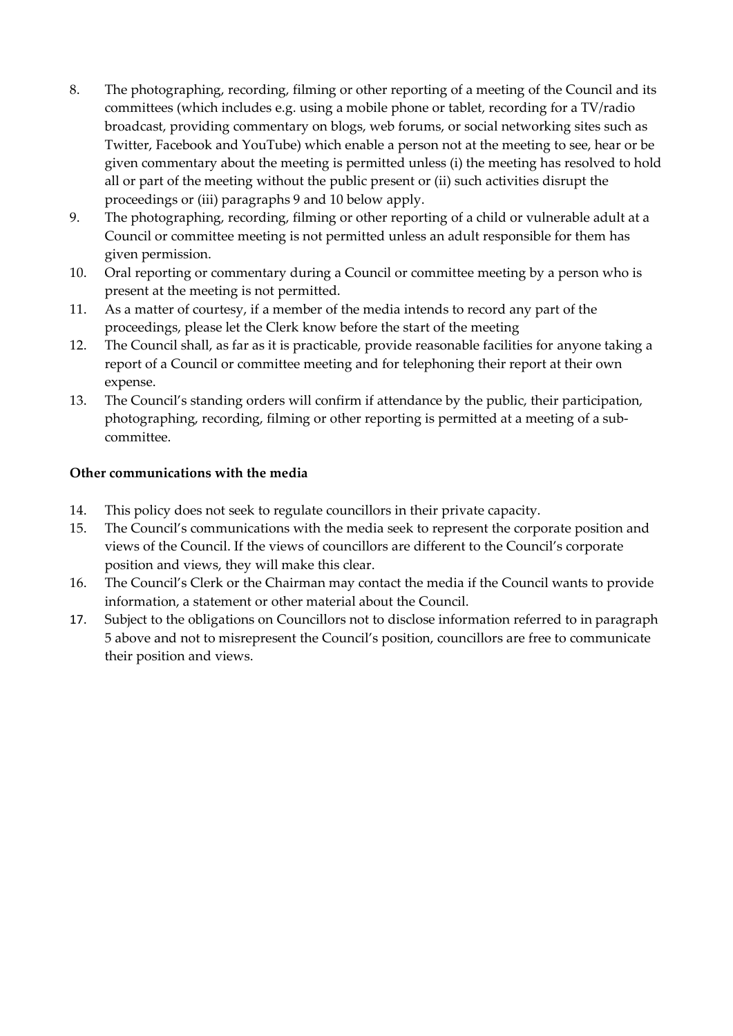8. The photographing, recording, filming or other reporting of a meeting of the Council and its committees (which includes e.g. using a mobile phone or tablet, recording for a TV/radio broadcast, providing commentary on blogs, web forums, or social networking sites such as Twitter, Facebook and YouTube) which enable a person not at the meeting to see, hear or be given commentary about the meeting is permitted unless (i) the meeting has resolved to hold all or part of the meeting without the public present or (ii) such activities disrupt the proceedings or (iii) paragraphs 9 and 10 below apply.
9. The photographing, recording, filming or other reporting of a child or vulnerable adult at a Council or committee meeting is not permitted unless an adult responsible for them has given permission.
10. Oral reporting or commentary during a Council or committee meeting by a person who is present at the meeting is not permitted.
11. As a matter of courtesy, if a member of the media intends to record any part of the proceedings, please let the Clerk know before the start of the meeting
12. The Council shall, as far as it is practicable, provide reasonable facilities for anyone taking a report of a Council or committee meeting and for telephoning their report at their own expense.
13. The Council's standing orders will confirm if attendance by the public, their participation, photographing, recording, filming or other reporting is permitted at a meeting of a sub-committee.

**Other communications with the media**

14. This policy does not seek to regulate councillors in their private capacity.
15. The Council's communications with the media seek to represent the corporate position and views of the Council. If the views of councillors are different to the Council's corporate position and views, they will make this clear.
16. The Council's Clerk or the Chairman may contact the media if the Council wants to provide information, a statement or other material about the Council.
17. Subject to the obligations on Councillors not to disclose information referred to in paragraph 5 above and not to misrepresent the Council's position, councillors are free to communicate their position and views.